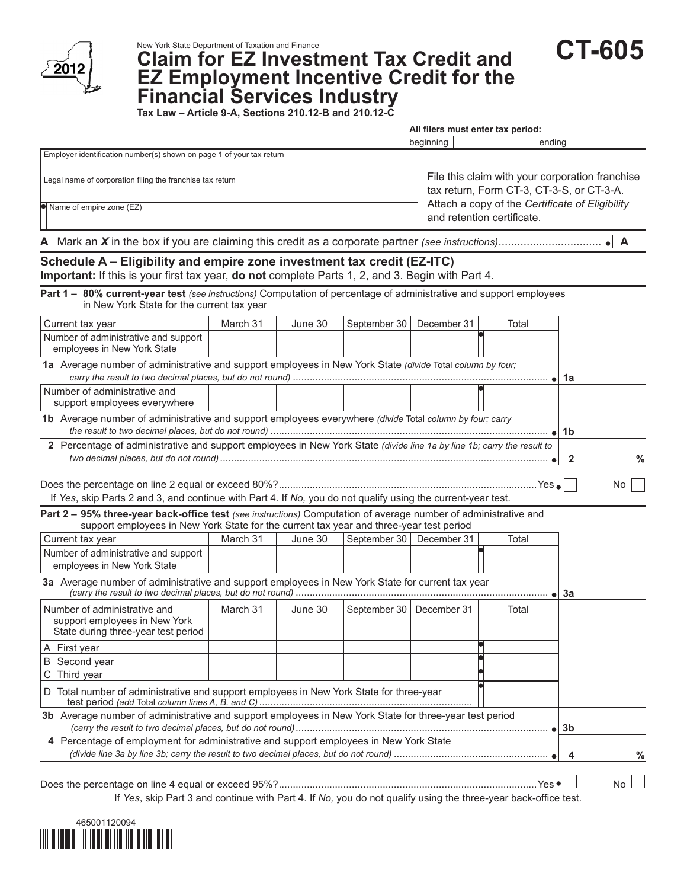New York State Department of Taxation and Finance

# Claim for EZ Investment Tax Credit and EZ Employment Incentive Credit for the Financial Services Industry

**CT-605**

2012

**Tax Law – Article 9-A, Sections 210.12-B and 210.12-C**

**All filers must enter tax period:**

| beginning | | ending | |
|---|---|---|---|

| | |
|---|---|
| Employer identification number(s) shown on page 1 of your tax return | File this claim with your corporation franchise tax return, Form CT-3, CT-3-S, or CT-3-A. Attach a copy of the *Certificate of Eligibility* and retention certificate. |
| Legal name of corporation filing the franchise tax return | |
| Name of empire zone (EZ) | |

**A** Mark an *X* in the box if you are claiming this credit as a corporate partner *(see instructions)* ................................ **A** ☐

## Schedule A – Eligibility and empire zone investment tax credit (EZ-ITC)

**Important:** If this is your first tax year, **do not** complete Parts 1, 2, and 3. Begin with Part 4.

### Part 1 – 80% current-year test *(see instructions)* Computation of percentage of administrative and support employees in New York State for the current tax year

| Current tax year | March 31 | June 30 | September 30 | December 31 | Total |
|---|---|---|---|---|---|
| Number of administrative and support employees in New York State | | | | | |

**1a** Average number of administrative and support employees in New York State *(divide Total column by four; carry the result to two decimal places, but do not round)* .......... **1a** ______

| | March 31 | June 30 | September 30 | December 31 | Total |
|---|---|---|---|---|---|
| Number of administrative and support employees everywhere | | | | | |

**1b** Average number of administrative and support employees everywhere *(divide Total column by four; carry the result to two decimal places, but do not round)* .......... **1b** ______

**2** Percentage of administrative and support employees in New York State *(divide line 1a by line 1b; carry the result to two decimal places, but do not round)* .......... **2** ______ %

Does the percentage on line 2 equal or exceed 80%? .......... Yes ☐ No ☐

If *Yes*, skip Parts 2 and 3, and continue with Part 4. If *No,* you do not qualify using the current-year test.

### Part 2 – 95% three-year back-office test *(see instructions)* Computation of average number of administrative and support employees in New York State for the current tax year and three-year test period

| Current tax year | March 31 | June 30 | September 30 | December 31 | Total |
|---|---|---|---|---|---|
| Number of administrative and support employees in New York State | | | | | |

**3a** Average number of administrative and support employees in New York State for current tax year *(carry the result to two decimal places, but do not round)* .......... **3a** ______

| Number of administrative and support employees in New York State during three-year test period | March 31 | June 30 | September 30 | December 31 | Total |
|---|---|---|---|---|---|
| A First year | | | | | |
| B Second year | | | | | |
| C Third year | | | | | |
| D Total number of administrative and support employees in New York State for three-year test period *(add* Total *column lines A, B, and C)* | | | | | |

**3b** Average number of administrative and support employees in New York State for three-year test period *(carry the result to two decimal places, but do not round)* .......... **3b** ______

**4** Percentage of employment for administrative and support employees in New York State *(divide line 3a by line 3b; carry the result to two decimal places, but do not round)* .......... **4** ______ %

Does the percentage on line 4 equal or exceed 95%? .......... Yes ☐ No ☐

If *Yes*, skip Part 3 and continue with Part 4. If *No,* you do not qualify using the three-year back-office test.

465001120094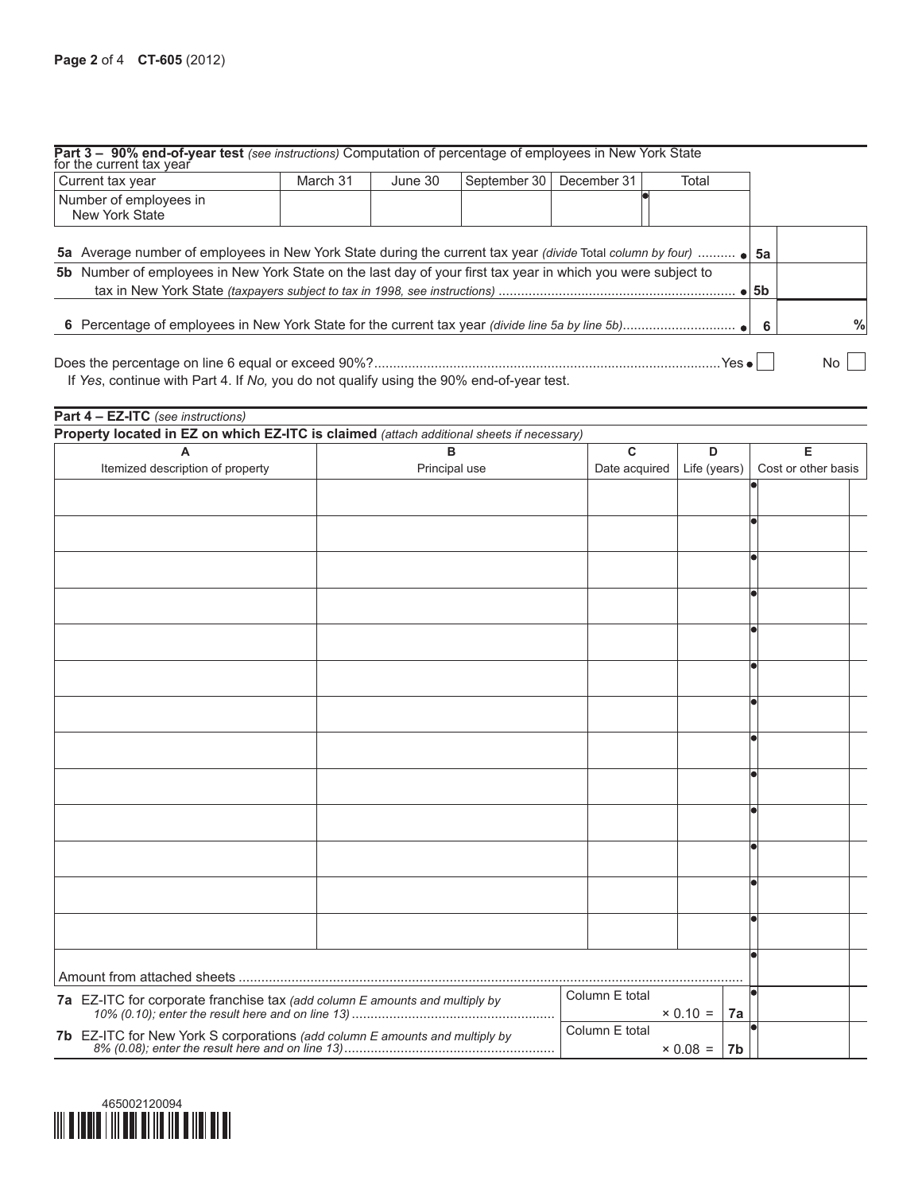## Part 3 – 90% end-of-year test *(see instructions)* Computation of percentage of employees in New York State for the current tax year

| Current tax year | March 31 | June 30 | September 30 | December 31 | Total |
|---|---|---|---|---|---|
| Number of employees in New York State | | | | | |

**5a** Average number of employees in New York State during the current tax year *(divide Total column by four)* .......... **5a** ______

**5b** Number of employees in New York State on the last day of your first tax year in which you were subject to tax in New York State *(taxpayers subject to tax in 1998, see instructions)* .......... **5b** ______

**6** Percentage of employees in New York State for the current tax year *(divide line 5a by line 5b)* .......... **6** ______ %

Does the percentage on line 6 equal or exceed 90%? .......... Yes ☐ No ☐

If *Yes*, continue with Part 4. If *No,* you do not qualify using the 90% end-of-year test.

## Part 4 – EZ-ITC *(see instructions)*

**Property located in EZ on which EZ-ITC is claimed** *(attach additional sheets if necessary)*

| A<br>Itemized description of property | B<br>Principal use | C<br>Date acquired | D<br>Life (years) | E<br>Cost or other basis |
|---|---|---|---|---|
| | | | | |
| | | | | |
| | | | | |
| | | | | |
| | | | | |
| | | | | |
| | | | | |
| | | | | |
| | | | | |
| | | | | |
| | | | | |
| | | | | |
| | | | | |
| Amount from attached sheets | | | | |

**7a** EZ-ITC for corporate franchise tax *(add column E amounts and multiply by 10% (0.10); enter the result here and on line 13)* .......... Column E total ______ × 0.10 = **7a** ______

**7b** EZ-ITC for New York S corporations *(add column E amounts and multiply by 8% (0.08); enter the result here and on line 13)* .......... Column E total ______ × 0.08 = **7b** ______

465002120094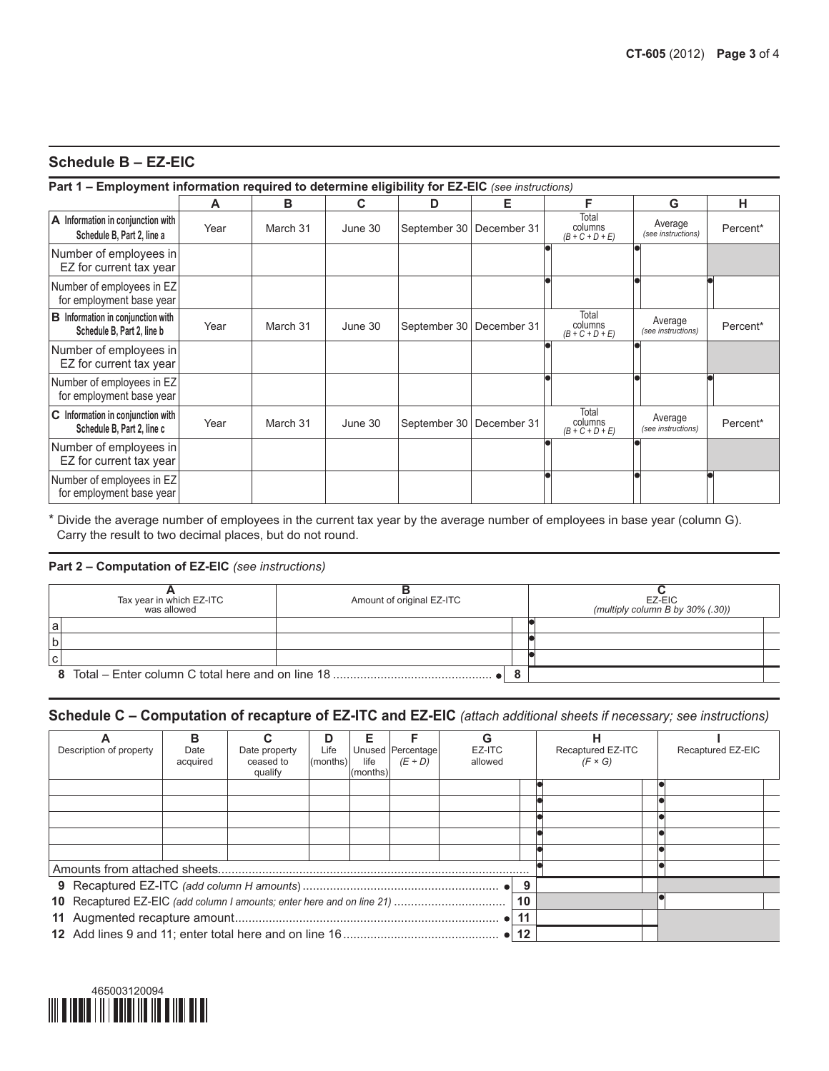## Schedule B – EZ-EIC

### Part 1 – Employment information required to determine eligibility for EZ-EIC *(see instructions)*

| | A | B | C | D | E | F | G | H |
|---|---|---|---|---|---|---|---|---|
| **A** Information in conjunction with Schedule B, Part 2, line a | Year | March 31 | June 30 | September 30 | December 31 | Total columns *(B + C + D + E)* | Average *(see instructions)* | Percent* |
| Number of employees in EZ for current tax year | | | | | | | | |
| Number of employees in EZ for employment base year | | | | | | | | |
| **B** Information in conjunction with Schedule B, Part 2, line b | Year | March 31 | June 30 | September 30 | December 31 | Total columns *(B + C + D + E)* | Average *(see instructions)* | Percent* |
| Number of employees in EZ for current tax year | | | | | | | | |
| Number of employees in EZ for employment base year | | | | | | | | |
| **C** Information in conjunction with Schedule B, Part 2, line c | Year | March 31 | June 30 | September 30 | December 31 | Total columns *(B + C + D + E)* | Average *(see instructions)* | Percent* |
| Number of employees in EZ for current tax year | | | | | | | | |
| Number of employees in EZ for employment base year | | | | | | | | |

* Divide the average number of employees in the current tax year by the average number of employees in base year (column G). Carry the result to two decimal places, but do not round.

### Part 2 – Computation of EZ-EIC *(see instructions)*

| | A<br>Tax year in which EZ-ITC was allowed | B<br>Amount of original EZ-ITC | C<br>EZ-EIC<br>*(multiply column B by 30% (.30))* |
|---|---|---|---|
| a | | | |
| b | | | |
| c | | | |
| **8** Total – Enter column C total here and on line 18 | | **8** | |

## Schedule C – Computation of recapture of EZ-ITC and EZ-EIC *(attach additional sheets if necessary; see instructions)*

| A<br>Description of property | B<br>Date acquired | C<br>Date property ceased to qualify | D<br>Life (months) | E<br>Unused life (months) | F<br>Percentage *(E ÷ D)* | G<br>EZ-ITC allowed | H<br>Recaptured EZ-ITC *(F × G)* | I<br>Recaptured EZ-EIC |
|---|---|---|---|---|---|---|---|---|
| | | | | | | | | |
| | | | | | | | | |
| | | | | | | | | |
| | | | | | | | | |
| | | | | | | | | |
| Amounts from attached sheets | | | | | | | | |
| **9** Recaptured EZ-ITC *(add column H amounts)* | | | | | | **9** | | |
| **10** Recaptured EZ-EIC *(add column I amounts; enter here and on line 21)* | | | | | | **10** | | |
| **11** Augmented recapture amount | | | | | | **11** | | |
| **12** Add lines 9 and 11; enter total here and on line 16 | | | | | | **12** | | |

465003120094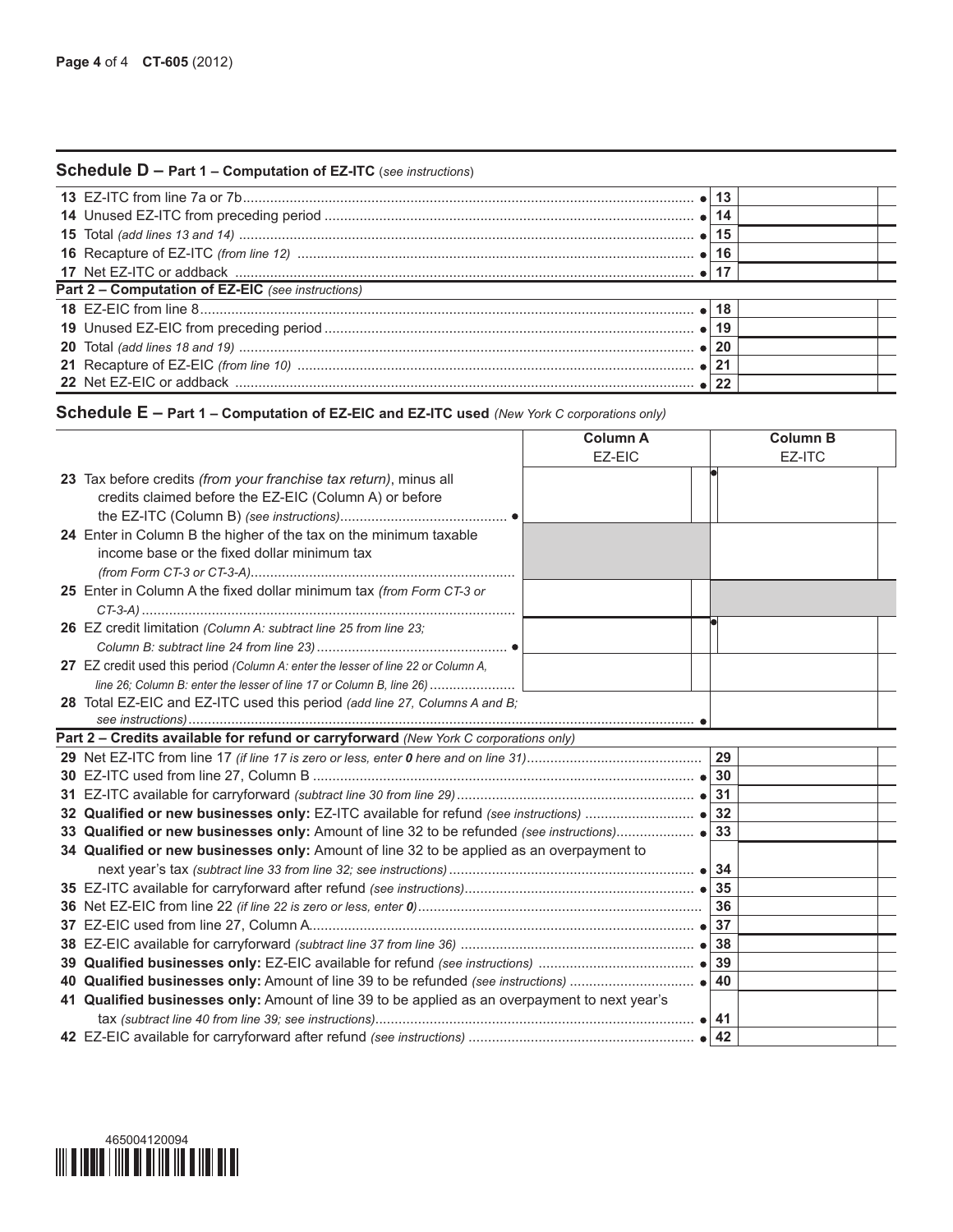## Schedule D – Part 1 – Computation of EZ-ITC (*see instructions*)

| | | |
|---|---|---|
| **13** EZ-ITC from line 7a or 7b | 13 | |
| **14** Unused EZ-ITC from preceding period | 14 | |
| **15** Total *(add lines 13 and 14)* | 15 | |
| **16** Recapture of EZ-ITC *(from line 12)* | 16 | |
| **17** Net EZ-ITC or addback | 17 | |

### Part 2 – Computation of EZ-EIC *(see instructions)*

| | | |
|---|---|---|
| **18** EZ-EIC from line 8 | 18 | |
| **19** Unused EZ-EIC from preceding period | 19 | |
| **20** Total *(add lines 18 and 19)* | 20 | |
| **21** Recapture of EZ-EIC *(from line 10)* | 21 | |
| **22** Net EZ-EIC or addback | 22 | |

## Schedule E – Part 1 – Computation of EZ-EIC and EZ-ITC used *(New York C corporations only)*

| | Column A EZ-EIC | Column B EZ-ITC |
|---|---|---|
| **23** Tax before credits *(from your franchise tax return)*, minus all credits claimed before the EZ-EIC (Column A) or before the EZ-ITC (Column B) *(see instructions)* | | |
| **24** Enter in Column B the higher of the tax on the minimum taxable income base or the fixed dollar minimum tax *(from Form CT-3 or CT-3-A)* | | |
| **25** Enter in Column A the fixed dollar minimum tax *(from Form CT-3 or CT-3-A)* | | |
| **26** EZ credit limitation *(Column A: subtract line 25 from line 23; Column B: subtract line 24 from line 23)* | | |
| **27** EZ credit used this period *(Column A: enter the lesser of line 22 or Column A, line 26; Column B: enter the lesser of line 17 or Column B, line 26)* | | |
| **28** Total EZ-EIC and EZ-ITC used this period *(add line 27, Columns A and B; see instructions)* | | |

### Part 2 – Credits available for refund or carryforward *(New York C corporations only)*

| | | |
|---|---|---|
| **29** Net EZ-ITC from line 17 *(if line 17 is zero or less, enter **0** here and on line 31)* | 29 | |
| **30** EZ-ITC used from line 27, Column B | 30 | |
| **31** EZ-ITC available for carryforward *(subtract line 30 from line 29)* | 31 | |
| **32** **Qualified or new businesses only:** EZ-ITC available for refund *(see instructions)* | 32 | |
| **33** **Qualified or new businesses only:** Amount of line 32 to be refunded *(see instructions)* | 33 | |
| **34** **Qualified or new businesses only:** Amount of line 32 to be applied as an overpayment to next year's tax *(subtract line 33 from line 32; see instructions)* | 34 | |
| **35** EZ-ITC available for carryforward after refund *(see instructions)* | 35 | |
| **36** Net EZ-EIC from line 22 *(if line 22 is zero or less, enter **0**)* | 36 | |
| **37** EZ-EIC used from line 27, Column A | 37 | |
| **38** EZ-EIC available for carryforward *(subtract line 37 from line 36)* | 38 | |
| **39** **Qualified businesses only:** EZ-EIC available for refund *(see instructions)* | 39 | |
| **40** **Qualified businesses only:** Amount of line 39 to be refunded *(see instructions)* | 40 | |
| **41** **Qualified businesses only:** Amount of line 39 to be applied as an overpayment to next year's tax *(subtract line 40 from line 39; see instructions)* | 41 | |
| **42** EZ-EIC available for carryforward after refund *(see instructions)* | 42 | |

465004120094